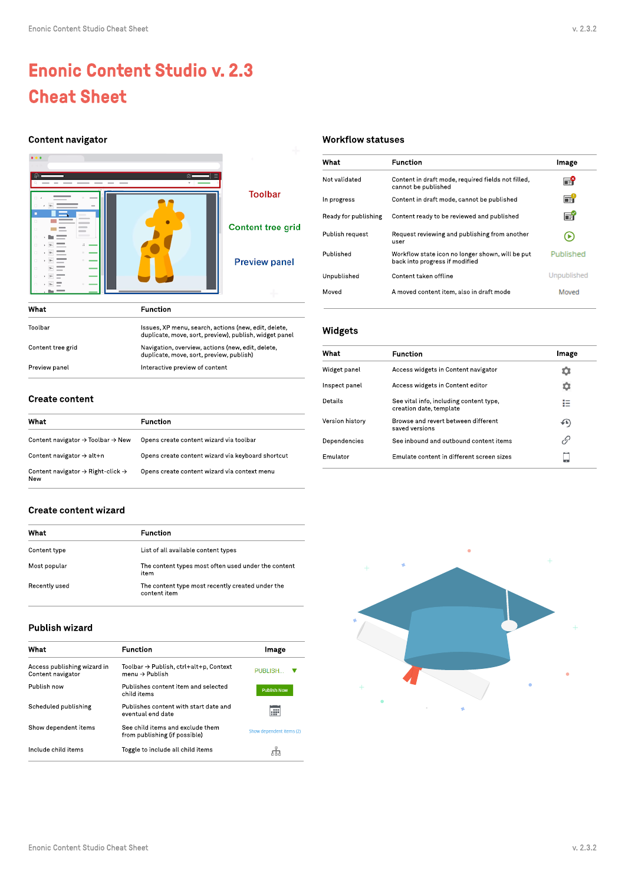# Enonic Content Studio v. 2.3 Cheat Sheet

## Content navigator

Toolbar

Content tree grid

Preview panel

| What | Function |
|---|---|
| Toolbar | Issues, XP menu, search, actions (new, edit, delete, duplicate, move, sort, preview), publish, widget panel |
| Content tree grid | Navigation, overview, actions (new, edit, delete, duplicate, move, sort, preview, publish) |
| Preview panel | Interactive preview of content |

## Create content

| What | Function |
|---|---|
| Content navigator → Toolbar → New | Opens create content wizard via toolbar |
| Content navigator → alt+n | Opens create content wizard via keyboard shortcut |
| Content navigator → Right-click → New | Opens create content wizard via context menu |

## Create content wizard

| What | Function |
|---|---|
| Content type | List of all available content types |
| Most popular | The content types most often used under the content item |
| Recently used | The content type most recently created under the content item |

## Publish wizard

| What | Function | Image |
|---|---|---|
| Access publishing wizard in Content navigator | Toolbar → Publish, ctrl+alt+p, Context menu → Publish | PUBLISH... ▼ |
| Publish now | Publishes content item and selected child items | Publish Now |
| Scheduled publishing | Publishes content with start date and eventual end date | |
| Show dependent items | See child items and exclude them from publishing (if possible) | Show dependent items (2) |
| Include child items | Toggle to include all child items | |

## Workflow statuses

| What | Function | Image |
|---|---|---|
| Not validated | Content in draft mode, required fields not filled, cannot be published | |
| In progress | Content in draft mode, cannot be published | |
| Ready for publishing | Content ready to be reviewed and published | |
| Publish request | Request reviewing and publishing from another user | |
| Published | Workflow state icon no longer shown, will be put back into progress if modified | Published |
| Unpublished | Content taken offline | Unpublished |
| Moved | A moved content item, also in draft mode | Moved |

## Widgets

| What | Function | Image |
|---|---|---|
| Widget panel | Access widgets in Content navigator | |
| Inspect panel | Access widgets in Content editor | |
| Details | See vital info, including content type, creation date, template | |
| Version history | Browse and revert between different saved versions | |
| Dependencies | See inbound and outbound content items | |
| Emulator | Emulate content in different screen sizes | |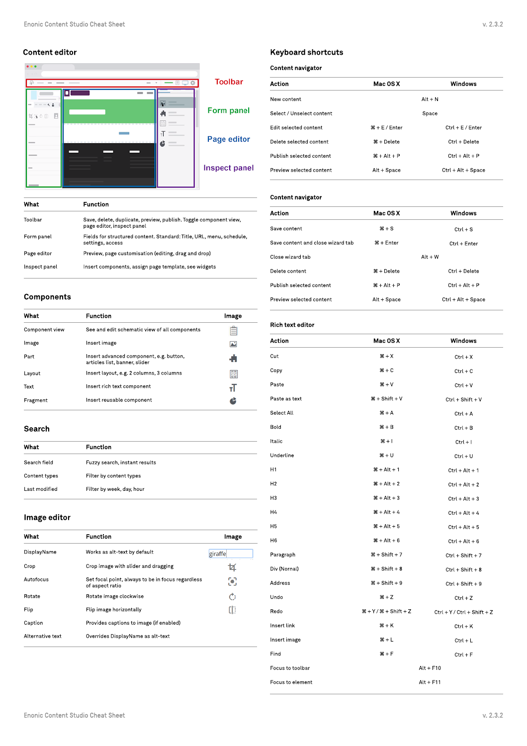## Content editor

Toolbar

Form panel

Page editor

Inspect panel

| What | Function |
| --- | --- |
| Toolbar | Save, delete, duplicate, preview, publish. Toggle component view, page editor, inspect panel |
| Form panel | Fields for structured content. Standard: Title, URL, menu, schedule, settings, access |
| Page editor | Preview, page customisation (editing, drag and drop) |
| Inspect panel | Insert components, assign page template, see widgets |

## Components

| What | Function | Image |
| --- | --- | --- |
| Component view | See and edit schematic view of all components | |
| Image | Insert image | |
| Part | Insert advanced component, e.g. button, articles list, banner, slider | |
| Layout | Insert layout, e.g. 2 columns, 3 columns | |
| Text | Insert rich text component | |
| Fragment | Insert reusable component | |

## Search

| What | Function |
| --- | --- |
| Search field | Fuzzy search, instant results |
| Content types | Filter by content types |
| Last modified | Filter by week, day, hour |

## Image editor

| What | Function | Image |
| --- | --- | --- |
| DisplayName | Works as alt-text by default | giraffe |
| Crop | Crop image with slider and dragging | |
| Autofocus | Set focal point, always to be in focus regardless of aspect ratio | |
| Rotate | Rotate image clockwise | |
| Flip | Flip image horizontally | |
| Caption | Provides captions to image (if enabled) | |
| Alternative text | Overrides DisplayName as alt-text | |

## Keyboard shortcuts

### Content navigator

| Action | Mac OS X | Windows |
| --- | --- | --- |
| New content | Alt + N | Alt + N |
| Select / Unselect content | Space | Space |
| Edit selected content | ⌘ + E / Enter | Ctrl + E / Enter |
| Delete selected content | ⌘ + Delete | Ctrl + Delete |
| Publish selected content | ⌘ + Alt + P | Ctrl + Alt + P |
| Preview selected content | Alt + Space | Ctrl + Alt + Space |

### Content navigator

| Action | Mac OS X | Windows |
| --- | --- | --- |
| Save content | ⌘ + S | Ctrl + S |
| Save content and close wizard tab | ⌘ + Enter | Ctrl + Enter |
| Close wizard tab | Alt + W | Alt + W |
| Delete content | ⌘ + Delete | Ctrl + Delete |
| Publish selected content | ⌘ + Alt + P | Ctrl + Alt + P |
| Preview selected content | Alt + Space | Ctrl + Alt + Space |

### Rich text editor

| Action | Mac OS X | Windows |
| --- | --- | --- |
| Cut | ⌘ + X | Ctrl + X |
| Copy | ⌘ + C | Ctrl + C |
| Paste | ⌘ + V | Ctrl + V |
| Paste as text | ⌘ + Shift + V | Ctrl + Shift + V |
| Select All | ⌘ + A | Ctrl + A |
| Bold | ⌘ + B | Ctrl + B |
| Italic | ⌘ + I | Ctrl + I |
| Underline | ⌘ + U | Ctrl + U |
| H1 | ⌘ + Alt + 1 | Ctrl + Alt + 1 |
| H2 | ⌘ + Alt + 2 | Ctrl + Alt + 2 |
| H3 | ⌘ + Alt + 3 | Ctrl + Alt + 3 |
| H4 | ⌘ + Alt + 4 | Ctrl + Alt + 4 |
| H5 | ⌘ + Alt + 5 | Ctrl + Alt + 5 |
| H6 | ⌘ + Alt + 6 | Ctrl + Alt + 6 |
| Paragraph | ⌘ + Shift + 7 | Ctrl + Shift + 7 |
| Div (Nornal) | ⌘ + Shift + 8 | Ctrl + Shift + 8 |
| Address | ⌘ + Shift + 9 | Ctrl + Shift + 9 |
| Undo | ⌘ + Z | Ctrl + Z |
| Redo | ⌘ + Y / ⌘ + Shift + Z | Ctrl + Y / Ctrl + Shift + Z |
| Insert link | ⌘ + K | Ctrl + K |
| Insert image | ⌘ + L | Ctrl + L |
| Find | ⌘ + F | Ctrl + F |
| Focus to toolbar | Alt + F10 | Alt + F10 |
| Focus to element | Alt + F11 | Alt + F11 |